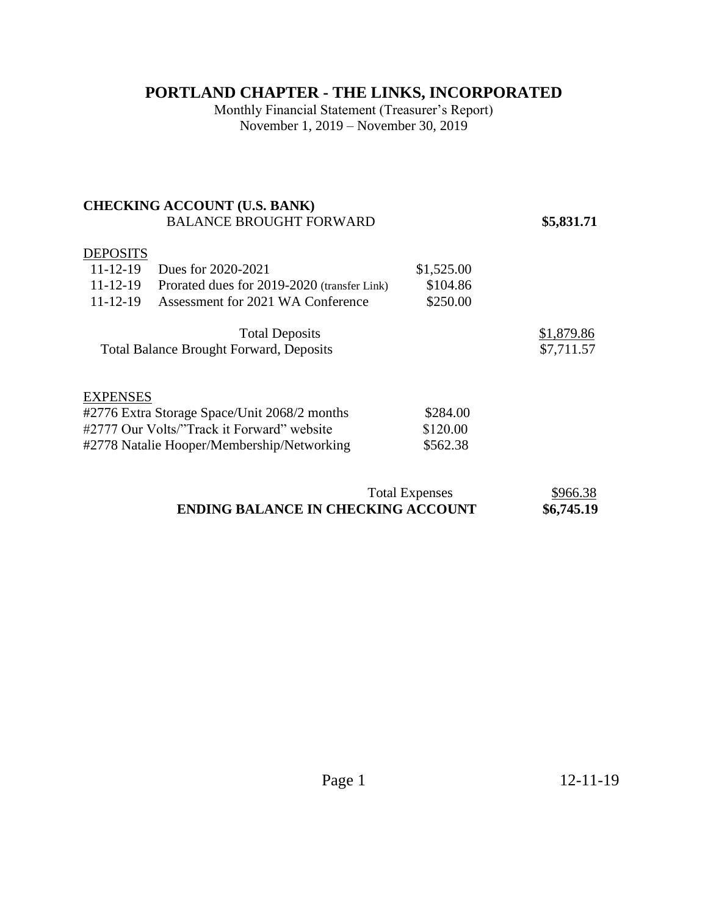# PORTLAND CHAPTER - THE LINKS, INCORPORATED

Monthly Financial Statement (Treasurer's Report)
November 1, 2019 – November 30, 2019

**CHECKING ACCOUNT (U.S. BANK)**

| | | | |
|---|---|---|---|
| BALANCE BROUGHT FORWARD | | | **$5,831.71** |
| DEPOSITS | | | |
| 11-12-19 | Dues for 2020-2021 | $1,525.00 | |
| 11-12-19 | Prorated dues for 2019-2020 (transfer Link) | $104.86 | |
| 11-12-19 | Assessment for 2021 WA Conference | $250.00 | |
| | Total Deposits | | $1,879.86 |
| | Total Balance Brought Forward, Deposits | | $7,711.57 |
| EXPENSES | | | |
| #2776 | Extra Storage Space/Unit 2068/2 months | $284.00 | |
| #2777 | Our Volts/"Track it Forward" website | $120.00 | |
| #2778 | Natalie Hooper/Membership/Networking | $562.38 | |
| | Total Expenses | | $966.38 |
| | **ENDING BALANCE IN CHECKING ACCOUNT** | | **$6,745.19** |

12-11-19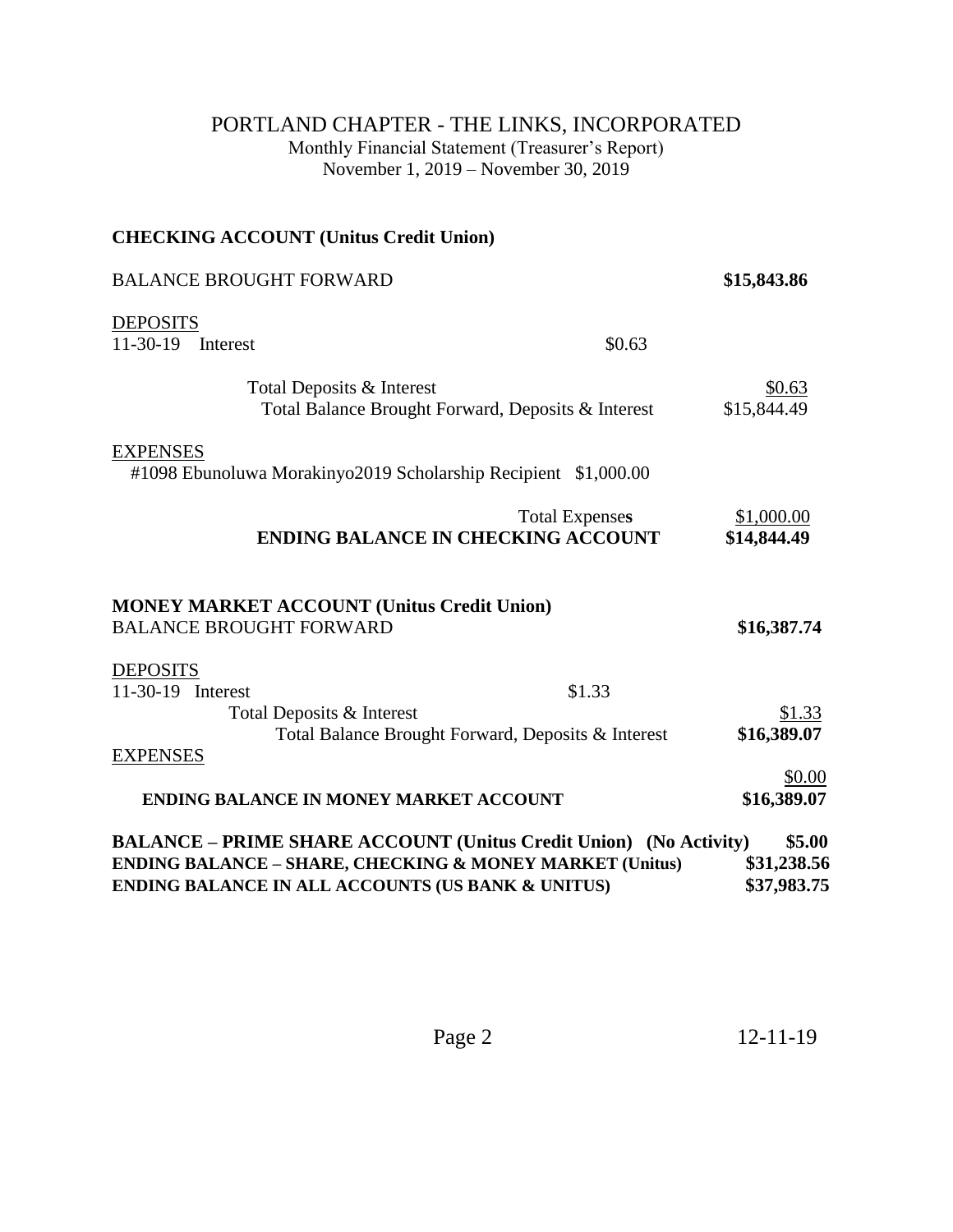# PORTLAND CHAPTER - THE LINKS, INCORPORATED

Monthly Financial Statement (Treasurer's Report)
November 1, 2019 – November 30, 2019

**CHECKING ACCOUNT (Unitus Credit Union)**

| | | |
|---|---|---|
| BALANCE BROUGHT FORWARD | | **$15,843.86** |
| <u>DEPOSITS</u> | | |
| 11-30-19 Interest | $0.63 | |
| Total Deposits & Interest | | $0.63 |
| Total Balance Brought Forward, Deposits & Interest | | $15,844.49 |
| <u>EXPENSES</u> | | |
| #1098 Ebunoluwa Morakinyo2019 Scholarship Recipient | $1,000.00 | |
| Total Expenses | | $1,000.00 |
| **ENDING BALANCE IN CHECKING ACCOUNT** | | **$14,844.49** |

**MONEY MARKET ACCOUNT (Unitus Credit Union)**

| | | |
|---|---|---|
| BALANCE BROUGHT FORWARD | | **$16,387.74** |
| <u>DEPOSITS</u> | | |
| 11-30-19 Interest | $1.33 | |
| Total Deposits & Interest | | $1.33 |
| Total Balance Brought Forward, Deposits & Interest | | **$16,389.07** |
| <u>EXPENSES</u> | | |
| | | $0.00 |
| **ENDING BALANCE IN MONEY MARKET ACCOUNT** | | **$16,389.07** |

| | |
|---|---|
| **BALANCE – PRIME SHARE ACCOUNT (Unitus Credit Union) (No Activity)** | **$5.00** |
| **ENDING BALANCE – SHARE, CHECKING & MONEY MARKET (Unitus)** | **$31,238.56** |
| **ENDING BALANCE IN ALL ACCOUNTS (US BANK & UNITUS)** | **$37,983.75** |

12-11-19